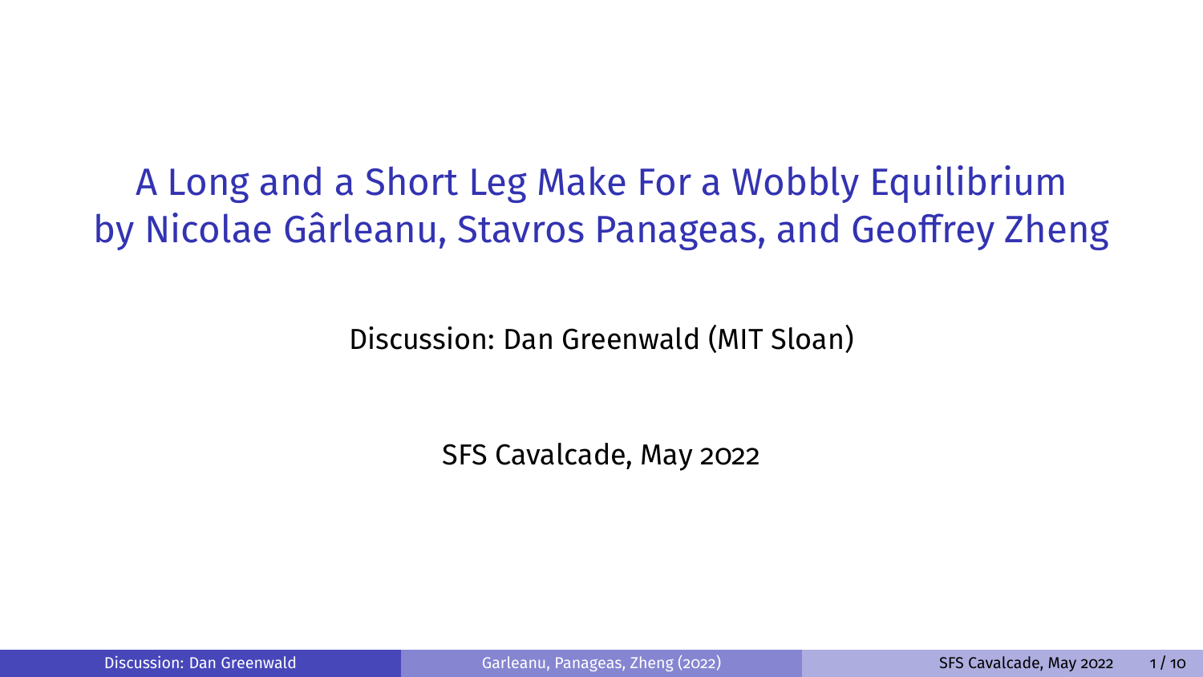# A Long and a Short Leg Make For a Wobbly Equilibrium
## by Nicolae Gârleanu, Stavros Panageas, and Geoffrey Zheng

Discussion: Dan Greenwald (MIT Sloan)

SFS Cavalcade, May 2022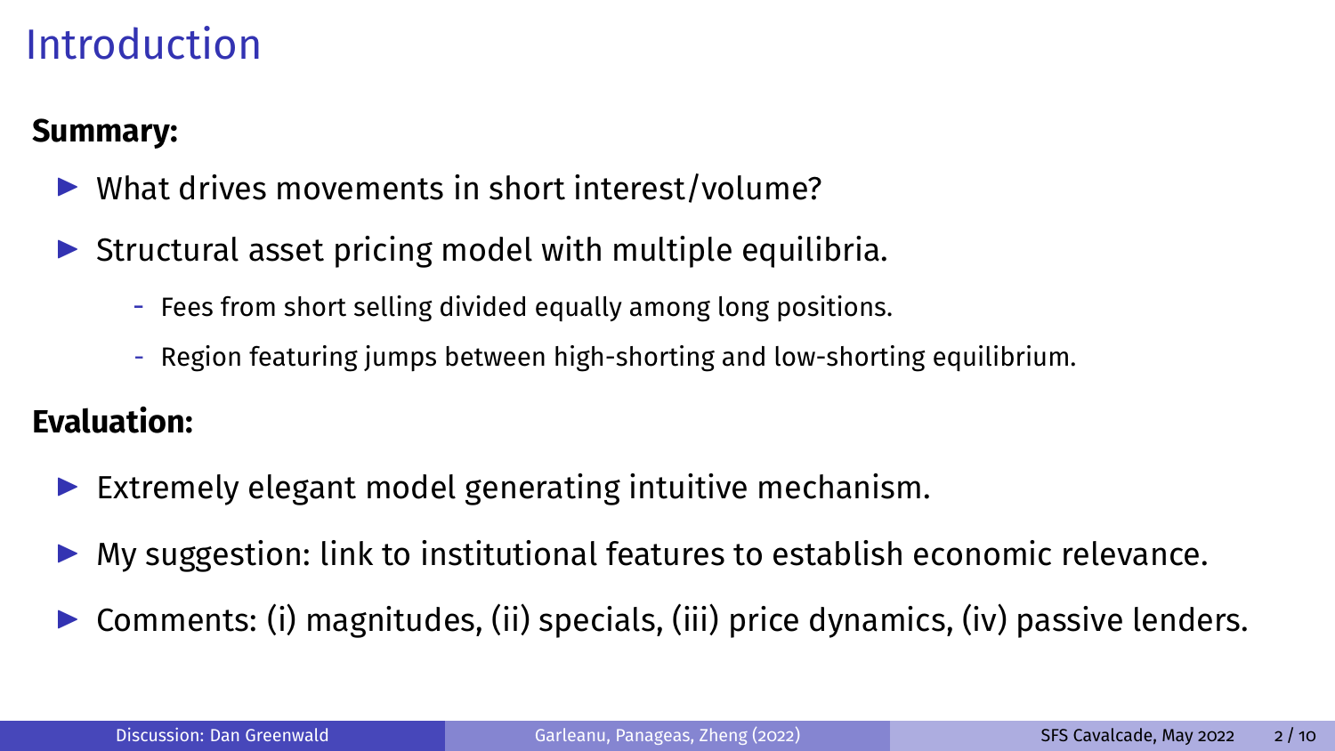# Introduction

**Summary:**

- What drives movements in short interest/volume?
- Structural asset pricing model with multiple equilibria.
  - Fees from short selling divided equally among long positions.
  - Region featuring jumps between high-shorting and low-shorting equilibrium.

**Evaluation:**

- Extremely elegant model generating intuitive mechanism.
- My suggestion: link to institutional features to establish economic relevance.
- Comments: (i) magnitudes, (ii) specials, (iii) price dynamics, (iv) passive lenders.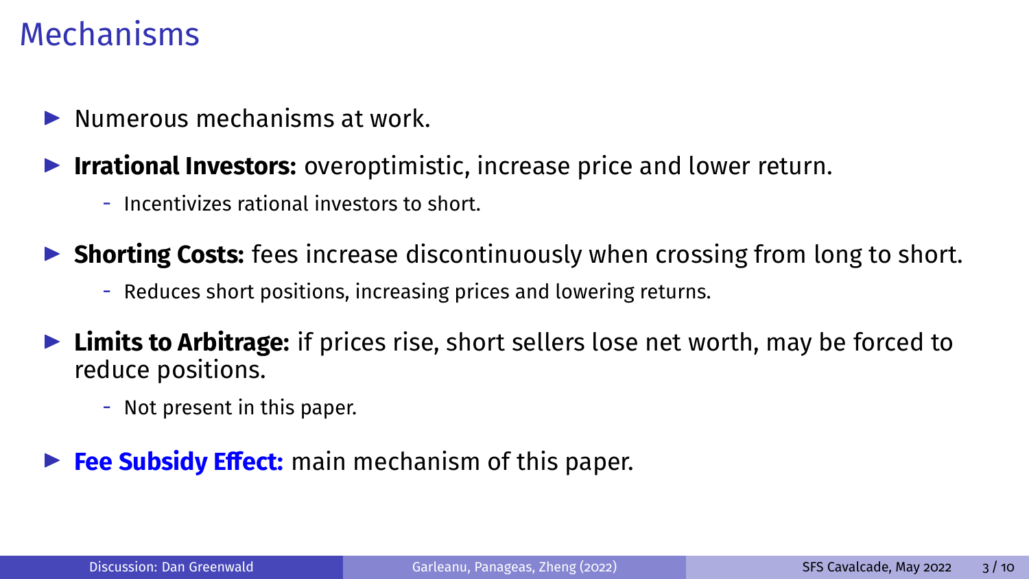# Mechanisms

- Numerous mechanisms at work.
- **Irrational Investors:** overoptimistic, increase price and lower return.
  - Incentivizes rational investors to short.
- **Shorting Costs:** fees increase discontinuously when crossing from long to short.
  - Reduces short positions, increasing prices and lowering returns.
- **Limits to Arbitrage:** if prices rise, short sellers lose net worth, may be forced to reduce positions.
  - Not present in this paper.
- **Fee Subsidy Effect:** main mechanism of this paper.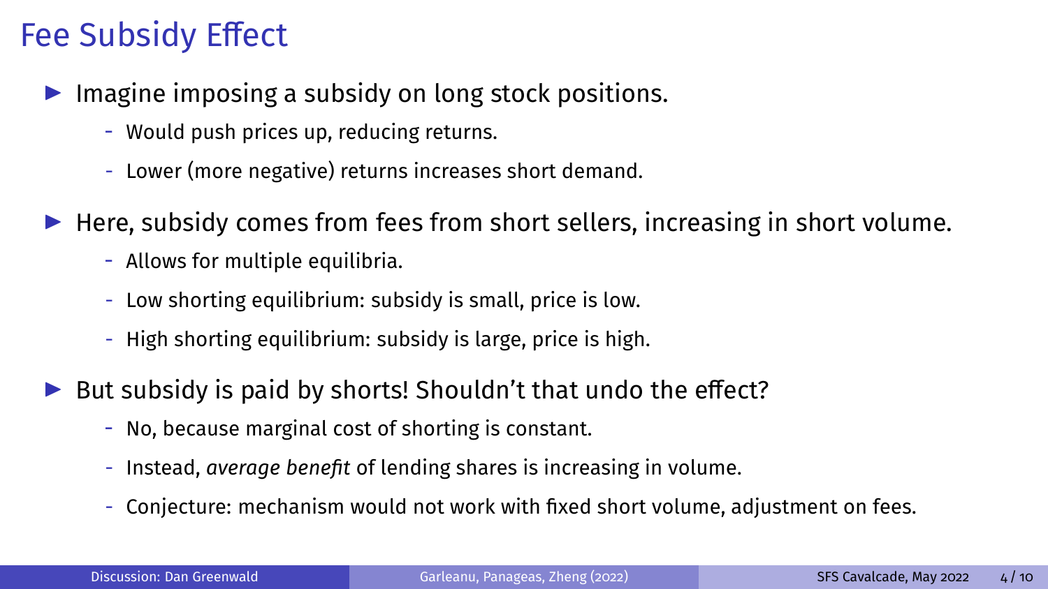# Fee Subsidy Effect

- Imagine imposing a subsidy on long stock positions.
  - Would push prices up, reducing returns.
  - Lower (more negative) returns increases short demand.
- Here, subsidy comes from fees from short sellers, increasing in short volume.
  - Allows for multiple equilibria.
  - Low shorting equilibrium: subsidy is small, price is low.
  - High shorting equilibrium: subsidy is large, price is high.
- But subsidy is paid by shorts! Shouldn't that undo the effect?
  - No, because marginal cost of shorting is constant.
  - Instead, *average benefit* of lending shares is increasing in volume.
  - Conjecture: mechanism would not work with fixed short volume, adjustment on fees.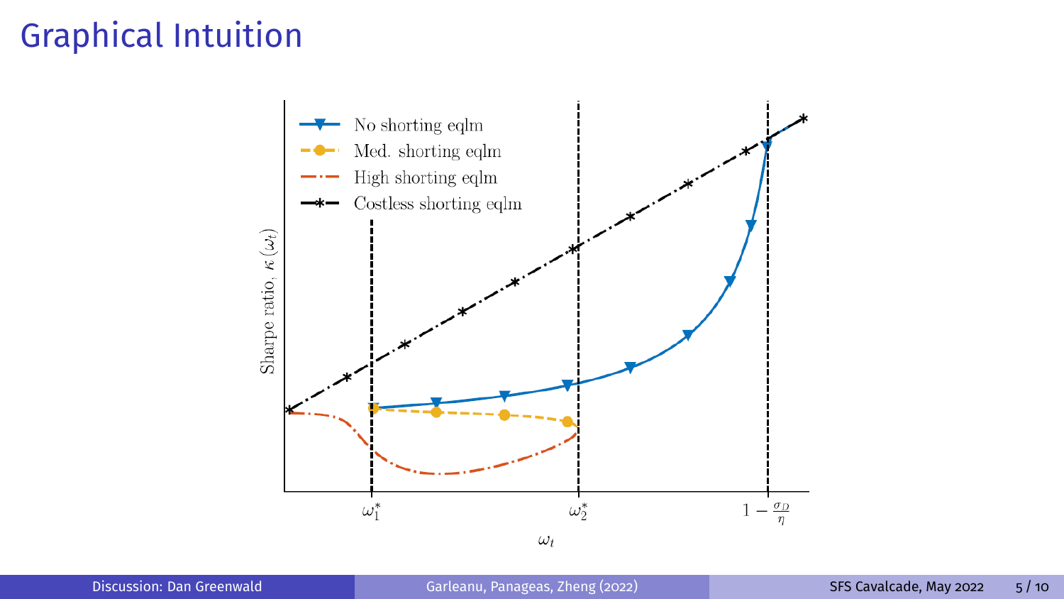# Graphical Intuition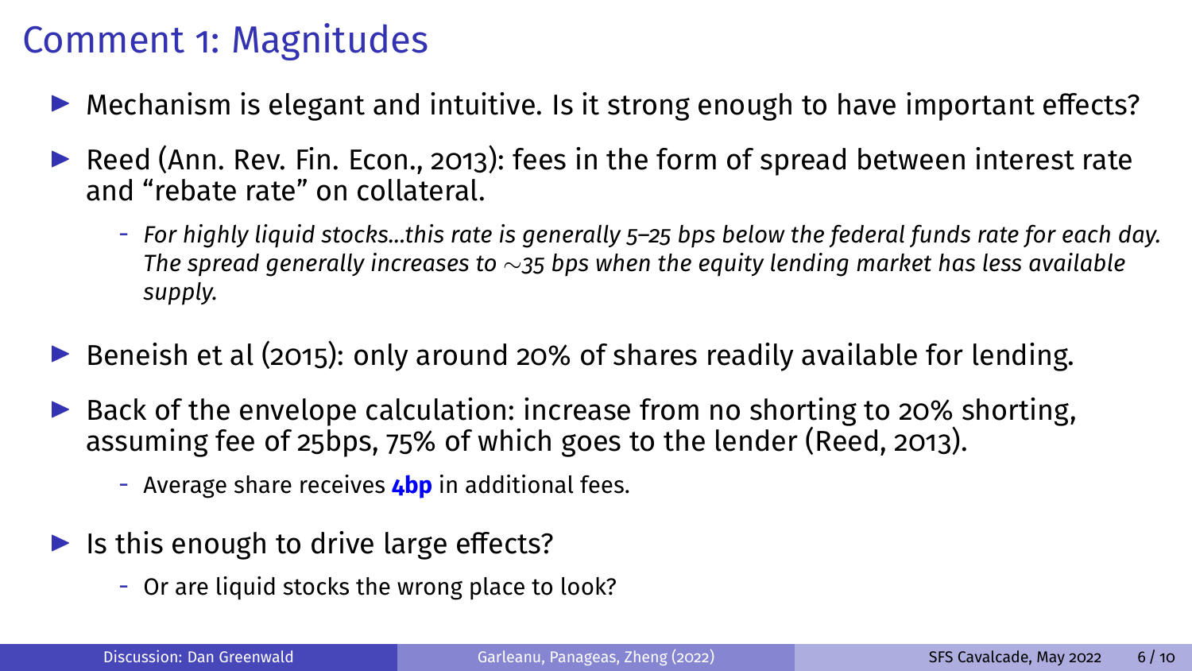# Comment 1: Magnitudes

- Mechanism is elegant and intuitive. Is it strong enough to have important effects?
- Reed (Ann. Rev. Fin. Econ., 2013): fees in the form of spread between interest rate and "rebate rate" on collateral.
  - *For highly liquid stocks...this rate is generally 5–25 bps below the federal funds rate for each day. The spread generally increases to $\sim$35 bps when the equity lending market has less available supply.*
- Beneish et al (2015): only around 20% of shares readily available for lending.
- Back of the envelope calculation: increase from no shorting to 20% shorting, assuming fee of 25bps, 75% of which goes to the lender (Reed, 2013).
  - Average share receives **4bp** in additional fees.
- Is this enough to drive large effects?
  - Or are liquid stocks the wrong place to look?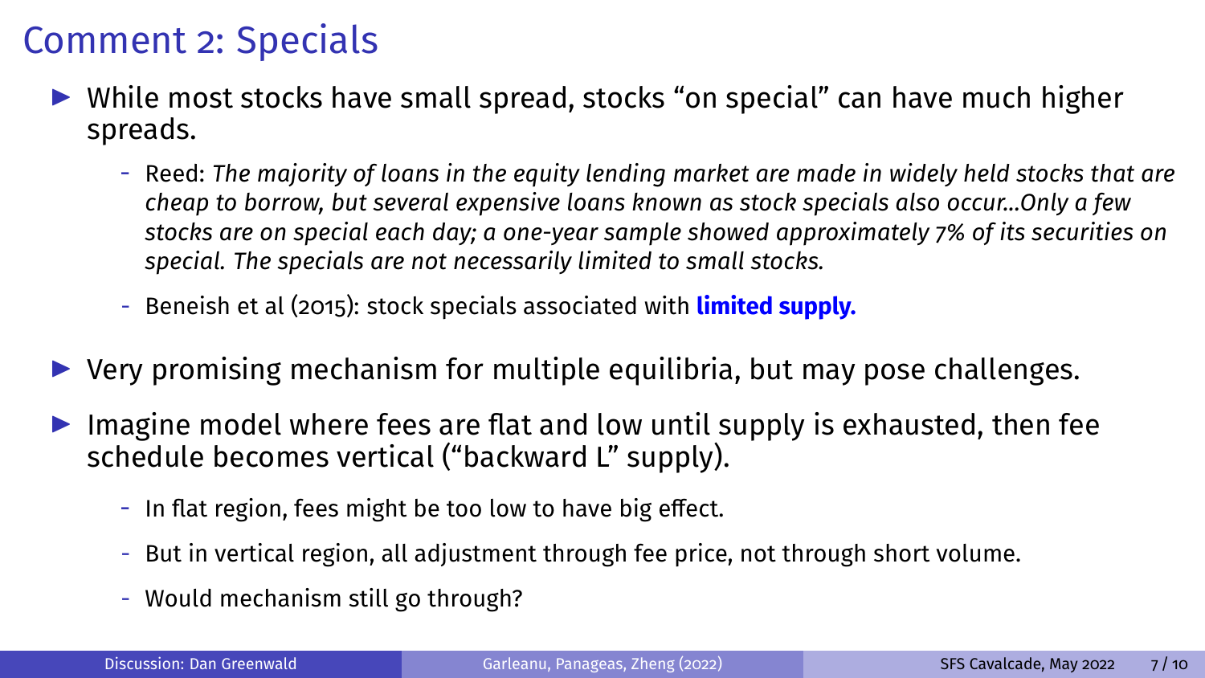# Comment 2: Specials

- While most stocks have small spread, stocks "on special" can have much higher spreads.
  - Reed: *The majority of loans in the equity lending market are made in widely held stocks that are cheap to borrow, but several expensive loans known as stock specials also occur...Only a few stocks are on special each day; a one-year sample showed approximately 7% of its securities on special. The specials are not necessarily limited to small stocks.*
  - Beneish et al (2015): stock specials associated with **limited supply.**
- Very promising mechanism for multiple equilibria, but may pose challenges.
- Imagine model where fees are flat and low until supply is exhausted, then fee schedule becomes vertical ("backward L" supply).
  - In flat region, fees might be too low to have big effect.
  - But in vertical region, all adjustment through fee price, not through short volume.
  - Would mechanism still go through?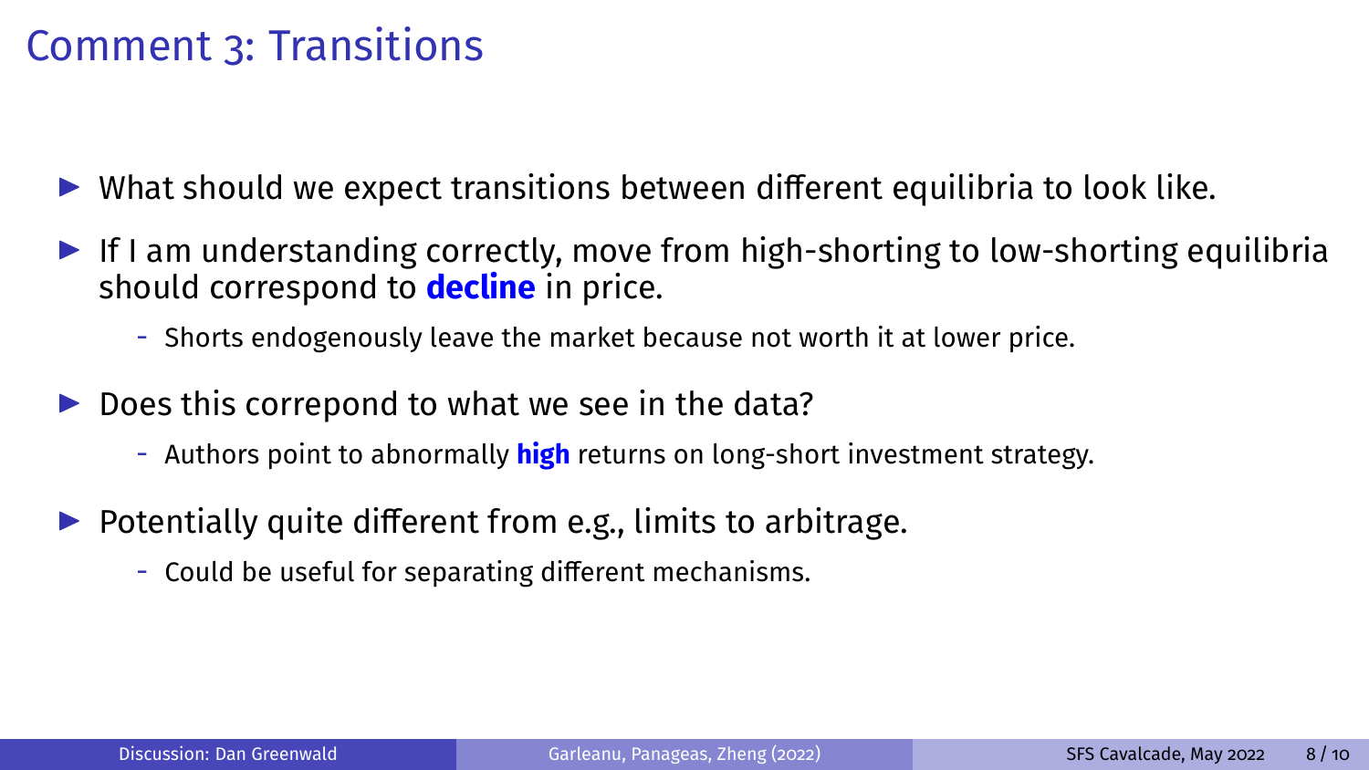# Comment 3: Transitions

- What should we expect transitions between different equilibria to look like.
- If I am understanding correctly, move from high-shorting to low-shorting equilibria should correspond to **decline** in price.
  - Shorts endogenously leave the market because not worth it at lower price.
- Does this correpond to what we see in the data?
  - Authors point to abnormally **high** returns on long-short investment strategy.
- Potentially quite different from e.g., limits to arbitrage.
  - Could be useful for separating different mechanisms.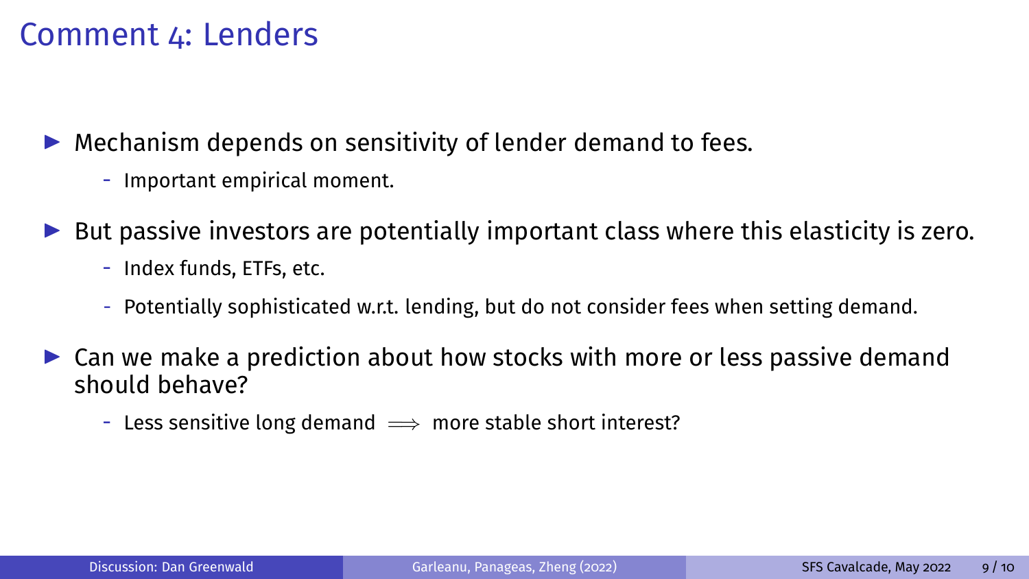# Comment 4: Lenders

- Mechanism depends on sensitivity of lender demand to fees.
  - Important empirical moment.
- But passive investors are potentially important class where this elasticity is zero.
  - Index funds, ETFs, etc.
  - Potentially sophisticated w.r.t. lending, but do not consider fees when setting demand.
- Can we make a prediction about how stocks with more or less passive demand should behave?
  - Less sensitive long demand $\implies$ more stable short interest?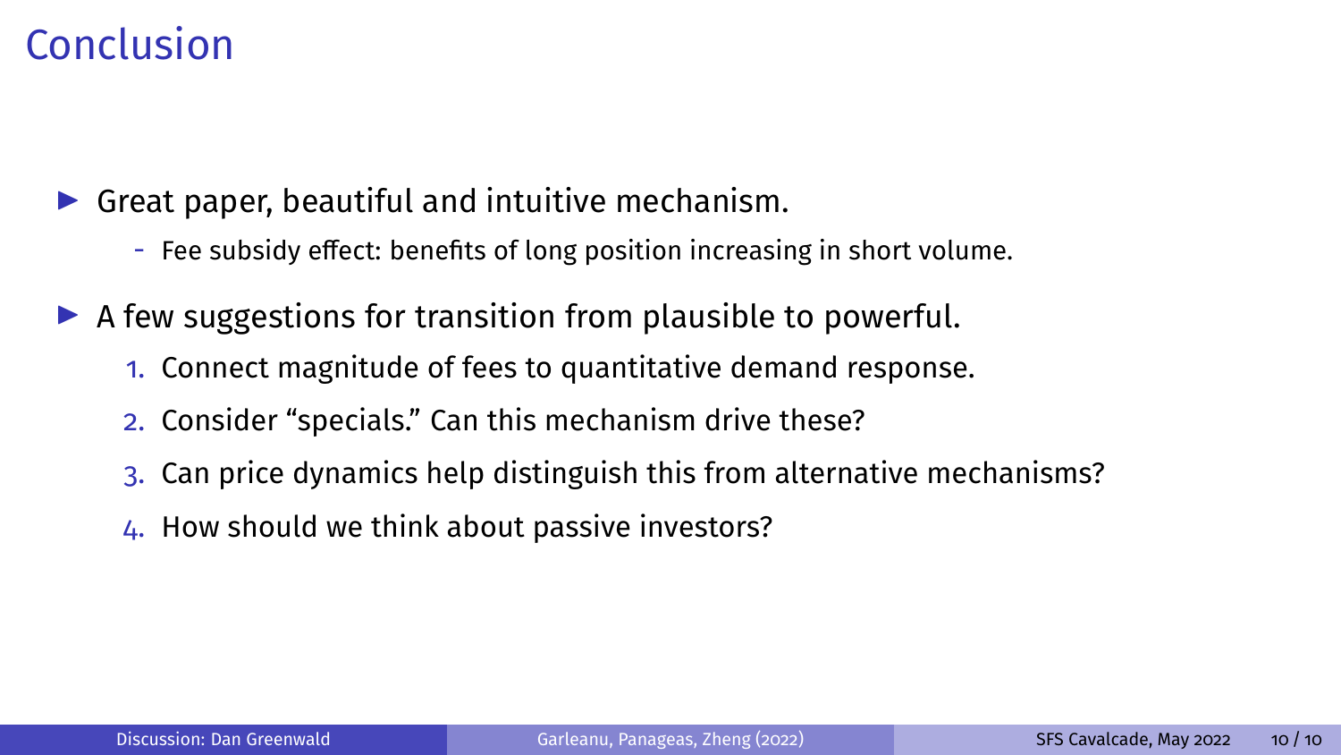# Conclusion

- Great paper, beautiful and intuitive mechanism.
  - Fee subsidy effect: benefits of long position increasing in short volume.
- A few suggestions for transition from plausible to powerful.
  1. Connect magnitude of fees to quantitative demand response.
  2. Consider "specials." Can this mechanism drive these?
  3. Can price dynamics help distinguish this from alternative mechanisms?
  4. How should we think about passive investors?